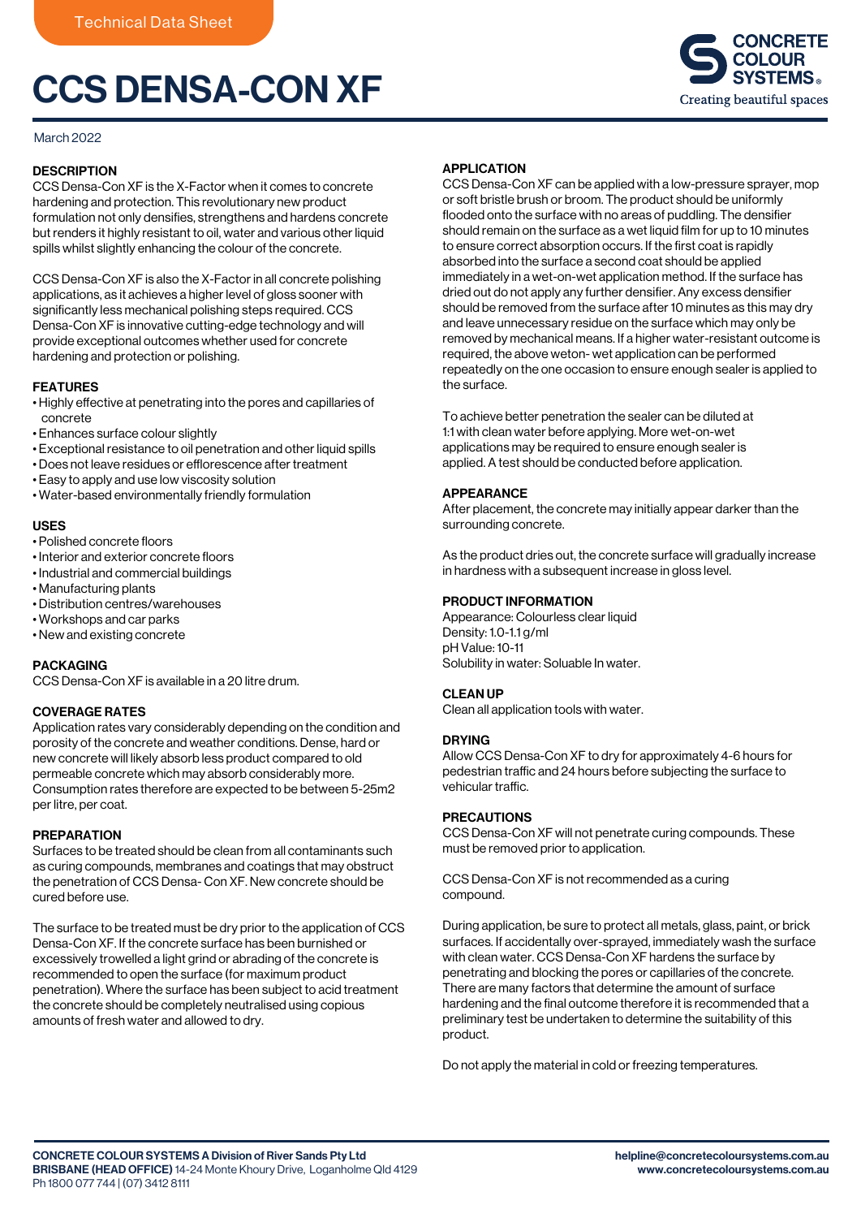Technical Data Sheet

# CCS DENSA-CON XF

CONCRETE COLOUR SYSTEMS®
Creating beautiful spaces

March 2022

## DESCRIPTION

CCS Densa-Con XF is the X-Factor when it comes to concrete hardening and protection. This revolutionary new product formulation not only densifies, strengthens and hardens concrete but renders it highly resistant to oil, water and various other liquid spills whilst slightly enhancing the colour of the concrete.

CCS Densa-Con XF is also the X-Factor in all concrete polishing applications, as it achieves a higher level of gloss sooner with significantly less mechanical polishing steps required. CCS Densa-Con XF is innovative cutting-edge technology and will provide exceptional outcomes whether used for concrete hardening and protection or polishing.

## FEATURES

- Highly effective at penetrating into the pores and capillaries of concrete
- Enhances surface colour slightly
- Exceptional resistance to oil penetration and other liquid spills
- Does not leave residues or efflorescence after treatment
- Easy to apply and use low viscosity solution
- Water-based environmentally friendly formulation

## USES

- Polished concrete floors
- Interior and exterior concrete floors
- Industrial and commercial buildings
- Manufacturing plants
- Distribution centres/warehouses
- Workshops and car parks
- New and existing concrete

## PACKAGING

CCS Densa-Con XF is available in a 20 litre drum.

## COVERAGE RATES

Application rates vary considerably depending on the condition and porosity of the concrete and weather conditions. Dense, hard or new concrete will likely absorb less product compared to old permeable concrete which may absorb considerably more. Consumption rates therefore are expected to be between 5-25m2 per litre, per coat.

## PREPARATION

Surfaces to be treated should be clean from all contaminants such as curing compounds, membranes and coatings that may obstruct the penetration of CCS Densa- Con XF. New concrete should be cured before use.

The surface to be treated must be dry prior to the application of CCS Densa-Con XF. If the concrete surface has been burnished or excessively trowelled a light grind or abrading of the concrete is recommended to open the surface (for maximum product penetration). Where the surface has been subject to acid treatment the concrete should be completely neutralised using copious amounts of fresh water and allowed to dry.

## APPLICATION

CCS Densa-Con XF can be applied with a low-pressure sprayer, mop or soft bristle brush or broom. The product should be uniformly flooded onto the surface with no areas of puddling. The densifier should remain on the surface as a wet liquid film for up to 10 minutes to ensure correct absorption occurs. If the first coat is rapidly absorbed into the surface a second coat should be applied immediately in a wet-on-wet application method. If the surface has dried out do not apply any further densifier. Any excess densifier should be removed from the surface after 10 minutes as this may dry and leave unnecessary residue on the surface which may only be removed by mechanical means. If a higher water-resistant outcome is required, the above weton- wet application can be performed repeatedly on the one occasion to ensure enough sealer is applied to the surface.

To achieve better penetration the sealer can be diluted at 1:1 with clean water before applying. More wet-on-wet applications may be required to ensure enough sealer is applied. A test should be conducted before application.

## APPEARANCE

After placement, the concrete may initially appear darker than the surrounding concrete.

As the product dries out, the concrete surface will gradually increase in hardness with a subsequent increase in gloss level.

## PRODUCT INFORMATION

Appearance: Colourless clear liquid
Density: 1.0-1.1 g/ml
pH Value: 10-11
Solubility in water: Soluable In water.

## CLEAN UP

Clean all application tools with water.

## DRYING

Allow CCS Densa-Con XF to dry for approximately 4-6 hours for pedestrian traffic and 24 hours before subjecting the surface to vehicular traffic.

## PRECAUTIONS

CCS Densa-Con XF will not penetrate curing compounds. These must be removed prior to application.

CCS Densa-Con XF is not recommended as a curing compound.

During application, be sure to protect all metals, glass, paint, or brick surfaces. If accidentally over-sprayed, immediately wash the surface with clean water. CCS Densa-Con XF hardens the surface by penetrating and blocking the pores or capillaries of the concrete. There are many factors that determine the amount of surface hardening and the final outcome therefore it is recommended that a preliminary test be undertaken to determine the suitability of this product.

Do not apply the material in cold or freezing temperatures.

**CONCRETE COLOUR SYSTEMS A Division of River Sands Pty Ltd**
**BRISBANE (HEAD OFFICE)** 14-24 Monte Khoury Drive, Loganholme Qld 4129
Ph 1800 077 744 | (07) 3412 8111

**helpline@concretecoloursystems.com.au**
**www.concretecoloursystems.com.au**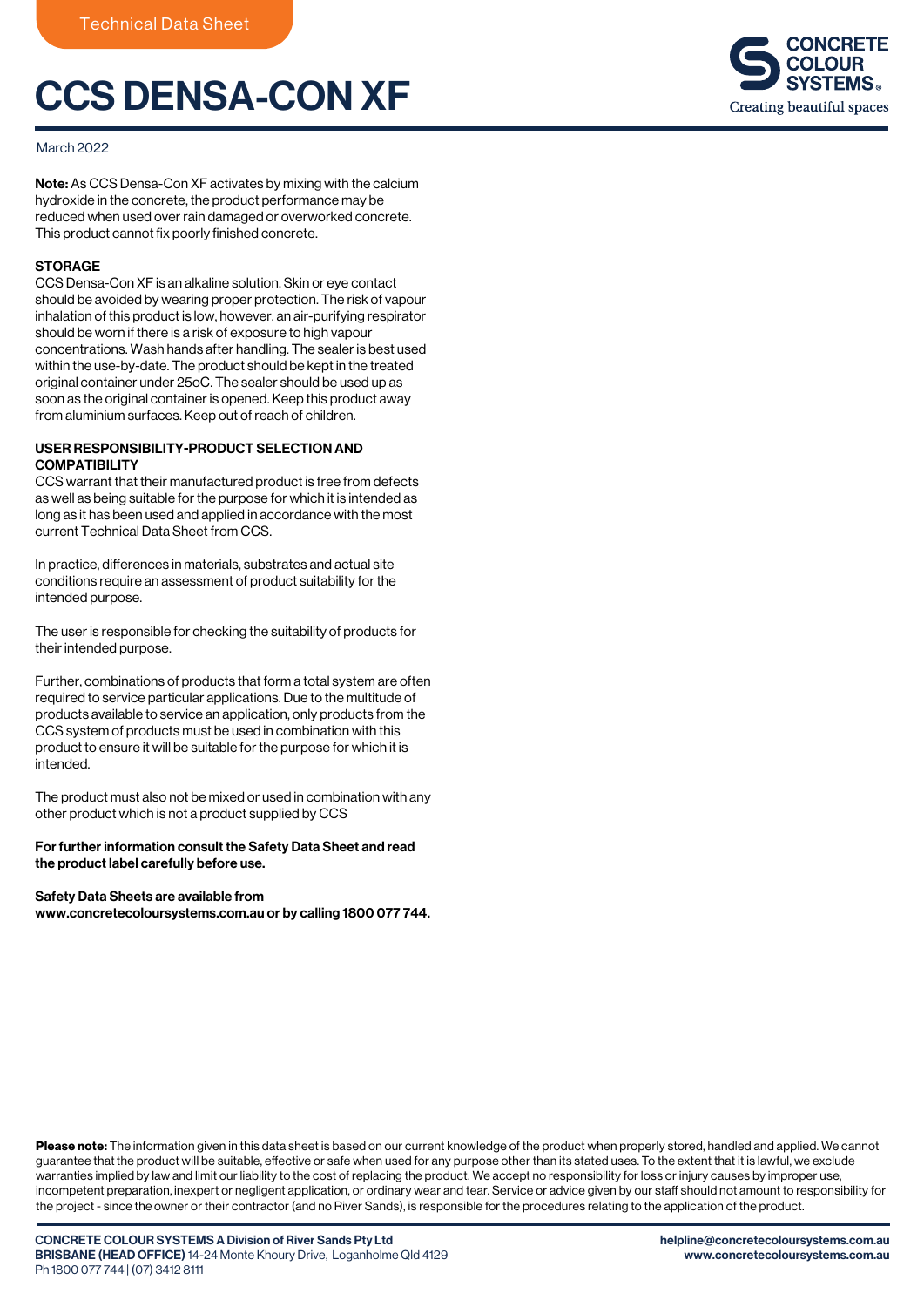# CCS DENSA-CON XF

March 2022

**Note:** As CCS Densa-Con XF activates by mixing with the calcium hydroxide in the concrete, the product performance may be reduced when used over rain damaged or overworked concrete. This product cannot fix poorly finished concrete.

**STORAGE**

CCS Densa-Con XF is an alkaline solution. Skin or eye contact should be avoided by wearing proper protection. The risk of vapour inhalation of this product is low, however, an air-purifying respirator should be worn if there is a risk of exposure to high vapour concentrations. Wash hands after handling. The sealer is best used within the use-by-date. The product should be kept in the treated original container under 25oC. The sealer should be used up as soon as the original container is opened. Keep this product away from aluminium surfaces. Keep out of reach of children.

**USER RESPONSIBILITY-PRODUCT SELECTION AND COMPATIBILITY**

CCS warrant that their manufactured product is free from defects as well as being suitable for the purpose for which it is intended as long as it has been used and applied in accordance with the most current Technical Data Sheet from CCS.

In practice, differences in materials, substrates and actual site conditions require an assessment of product suitability for the intended purpose.

The user is responsible for checking the suitability of products for their intended purpose.

Further, combinations of products that form a total system are often required to service particular applications. Due to the multitude of products available to service an application, only products from the CCS system of products must be used in combination with this product to ensure it will be suitable for the purpose for which it is intended.

The product must also not be mixed or used in combination with any other product which is not a product supplied by CCS

**For further information consult the Safety Data Sheet and read the product label carefully before use.**

**Safety Data Sheets are available from www.concretecoloursystems.com.au or by calling 1800 077 744.**

**Please note:** The information given in this data sheet is based on our current knowledge of the product when properly stored, handled and applied. We cannot guarantee that the product will be suitable, effective or safe when used for any purpose other than its stated uses. To the extent that it is lawful, we exclude warranties implied by law and limit our liability to the cost of replacing the product. We accept no responsibility for loss or injury causes by improper use, incompetent preparation, inexpert or negligent application, or ordinary wear and tear. Service or advice given by our staff should not amount to responsibility for the project - since the owner or their contractor (and no River Sands), is responsible for the procedures relating to the application of the product.

**CONCRETE COLOUR SYSTEMS A Division of River Sands Pty Ltd**
**BRISBANE (HEAD OFFICE)** 14-24 Monte Khoury Drive, Loganholme Qld 4129
Ph 1800 077 744 | (07) 3412 8111

**helpline@concretecoloursystems.com.au**
**www.concretecoloursystems.com.au**